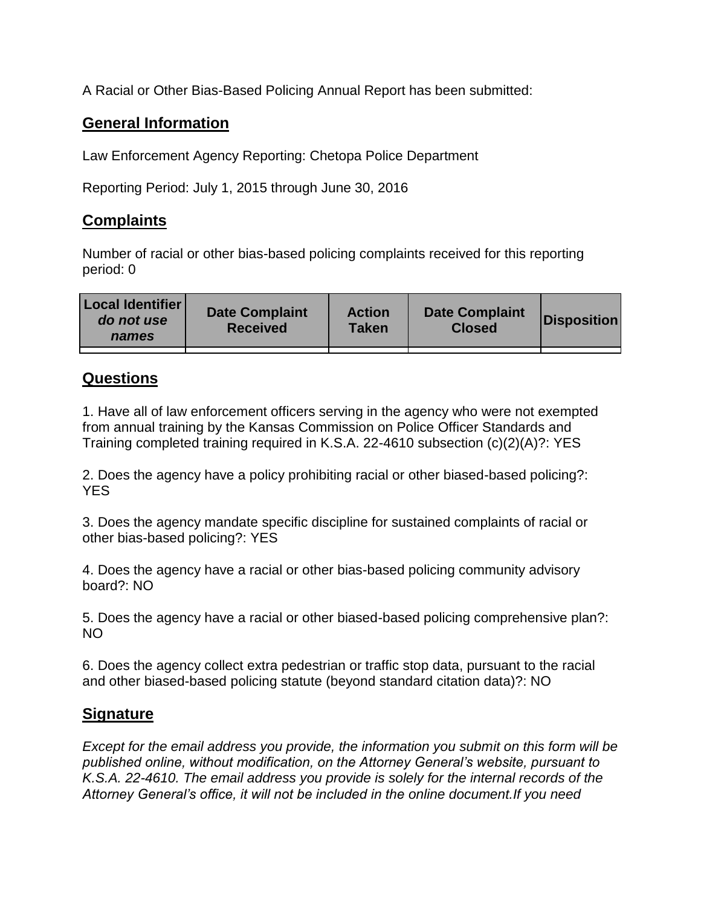A Racial or Other Bias-Based Policing Annual Report has been submitted:

## General Information

Law Enforcement Agency Reporting: Chetopa Police Department

Reporting Period: July 1, 2015 through June 30, 2016

## Complaints

Number of racial or other bias-based policing complaints received for this reporting period: 0

| Local Identifier *do not use names* | Date Complaint Received | Action Taken | Date Complaint Closed | Disposition |
|---|---|---|---|---|
| | | | | |

## Questions

1. Have all of law enforcement officers serving in the agency who were not exempted from annual training by the Kansas Commission on Police Officer Standards and Training completed training required in K.S.A. 22-4610 subsection (c)(2)(A)?: YES

2. Does the agency have a policy prohibiting racial or other biased-based policing?: YES

3. Does the agency mandate specific discipline for sustained complaints of racial or other bias-based policing?: YES

4. Does the agency have a racial or other bias-based policing community advisory board?: NO

5. Does the agency have a racial or other biased-based policing comprehensive plan?: NO

6. Does the agency collect extra pedestrian or traffic stop data, pursuant to the racial and other biased-based policing statute (beyond standard citation data)?: NO

## Signature

*Except for the email address you provide, the information you submit on this form will be published online, without modification, on the Attorney General's website, pursuant to K.S.A. 22-4610. The email address you provide is solely for the internal records of the Attorney General's office, it will not be included in the online document.If you need*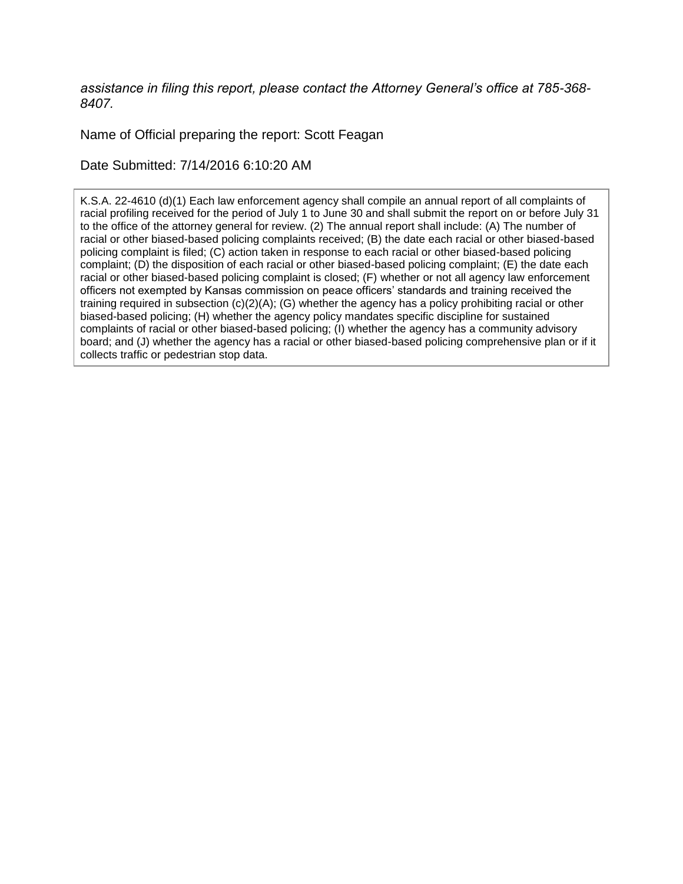*assistance in filing this report, please contact the Attorney General's office at 785-368-8407.*

Name of Official preparing the report: Scott Feagan

Date Submitted: 7/14/2016 6:10:20 AM

K.S.A. 22-4610 (d)(1) Each law enforcement agency shall compile an annual report of all complaints of racial profiling received for the period of July 1 to June 30 and shall submit the report on or before July 31 to the office of the attorney general for review. (2) The annual report shall include: (A) The number of racial or other biased-based policing complaints received; (B) the date each racial or other biased-based policing complaint is filed; (C) action taken in response to each racial or other biased-based policing complaint; (D) the disposition of each racial or other biased-based policing complaint; (E) the date each racial or other biased-based policing complaint is closed; (F) whether or not all agency law enforcement officers not exempted by Kansas commission on peace officers' standards and training received the training required in subsection (c)(2)(A); (G) whether the agency has a policy prohibiting racial or other biased-based policing; (H) whether the agency policy mandates specific discipline for sustained complaints of racial or other biased-based policing; (I) whether the agency has a community advisory board; and (J) whether the agency has a racial or other biased-based policing comprehensive plan or if it collects traffic or pedestrian stop data.